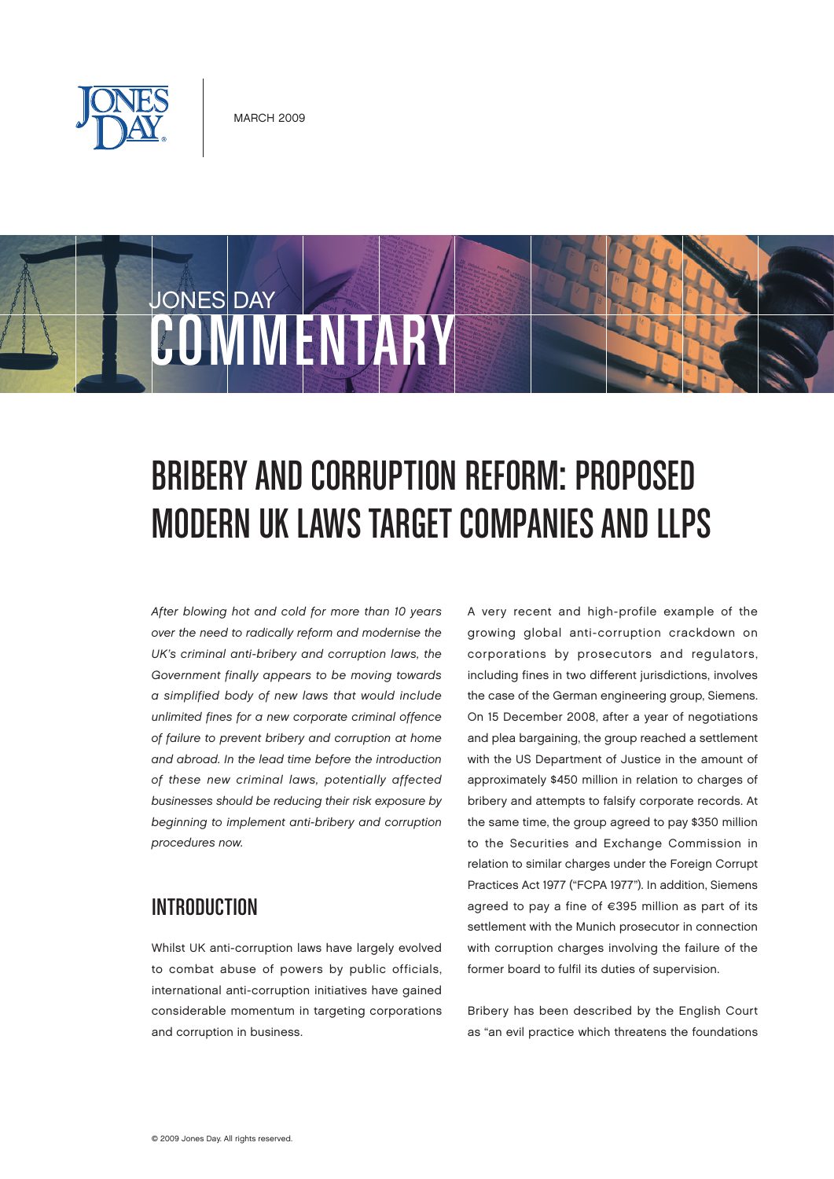MARCH 2009

# BRIBERY AND CORRUPTION REFORM: PROPOSED MODERN UK LAWS TARGET COMPANIES AND LLPS

*After blowing hot and cold for more than 10 years over the need to radically reform and modernise the UK's criminal anti-bribery and corruption laws, the Government finally appears to be moving towards a simplified body of new laws that would include unlimited fines for a new corporate criminal offence of failure to prevent bribery and corruption at home and abroad. In the lead time before the introduction of these new criminal laws, potentially affected businesses should be reducing their risk exposure by beginning to implement anti-bribery and corruption procedures now.*

## INTRODUCTION

Whilst UK anti-corruption laws have largely evolved to combat abuse of powers by public officials, international anti-corruption initiatives have gained considerable momentum in targeting corporations and corruption in business.

A very recent and high-profile example of the growing global anti-corruption crackdown on corporations by prosecutors and regulators, including fines in two different jurisdictions, involves the case of the German engineering group, Siemens. On 15 December 2008, after a year of negotiations and plea bargaining, the group reached a settlement with the US Department of Justice in the amount of approximately $450 million in relation to charges of bribery and attempts to falsify corporate records. At the same time, the group agreed to pay $350 million to the Securities and Exchange Commission in relation to similar charges under the Foreign Corrupt Practices Act 1977 ("FCPA 1977"). In addition, Siemens agreed to pay a fine of €395 million as part of its settlement with the Munich prosecutor in connection with corruption charges involving the failure of the former board to fulfil its duties of supervision.

Bribery has been described by the English Court as "an evil practice which threatens the foundations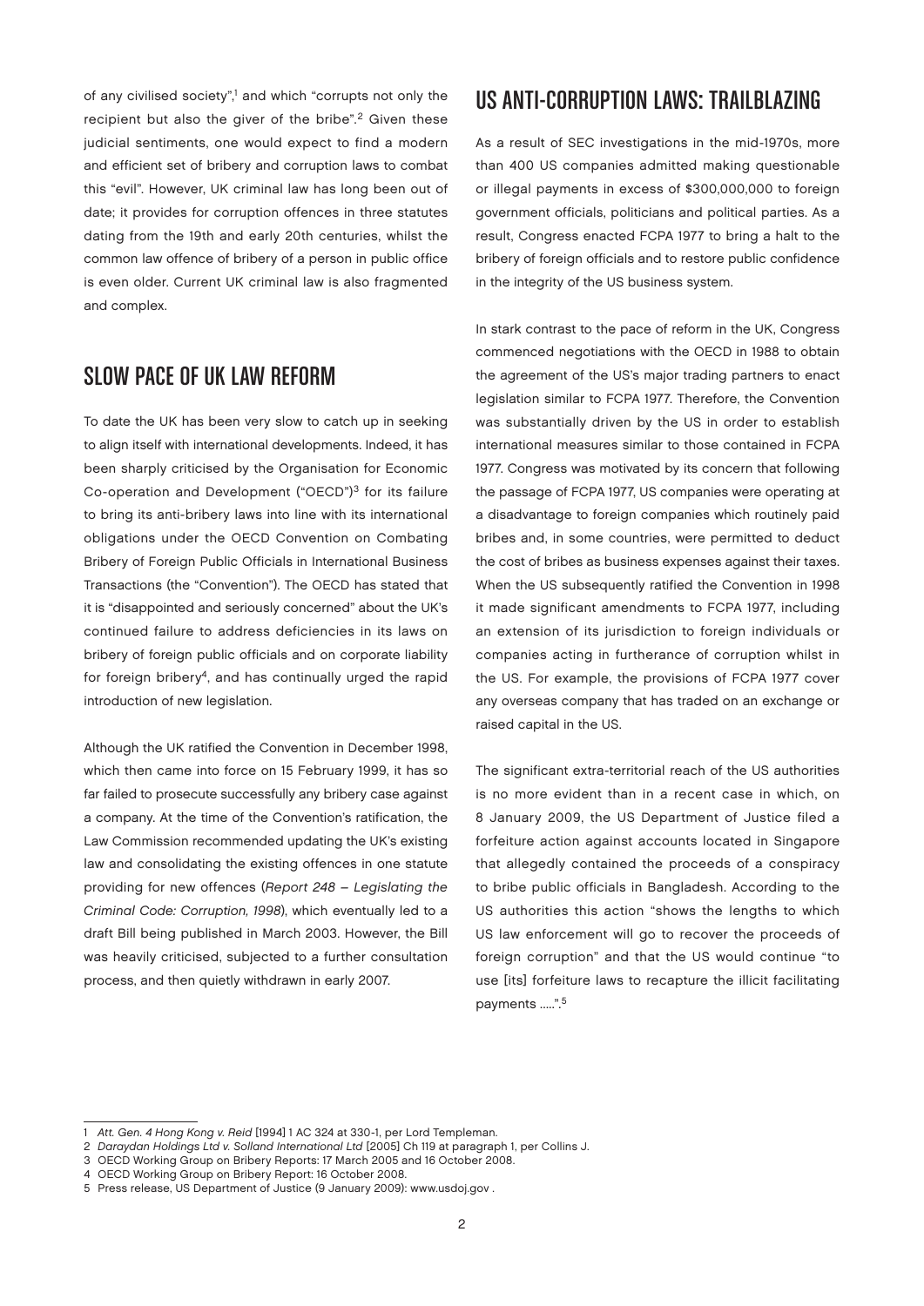of any civilised society",[1] and which "corrupts not only the recipient but also the giver of the bribe".[2] Given these judicial sentiments, one would expect to find a modern and efficient set of bribery and corruption laws to combat this "evil". However, UK criminal law has long been out of date; it provides for corruption offences in three statutes dating from the 19th and early 20th centuries, whilst the common law offence of bribery of a person in public office is even older. Current UK criminal law is also fragmented and complex.

## SLOW PACE OF UK LAW REFORM

To date the UK has been very slow to catch up in seeking to align itself with international developments. Indeed, it has been sharply criticised by the Organisation for Economic Co-operation and Development ("OECD")[3] for its failure to bring its anti-bribery laws into line with its international obligations under the OECD Convention on Combating Bribery of Foreign Public Officials in International Business Transactions (the "Convention"). The OECD has stated that it is "disappointed and seriously concerned" about the UK's continued failure to address deficiencies in its laws on bribery of foreign public officials and on corporate liability for foreign bribery[4], and has continually urged the rapid introduction of new legislation.

Although the UK ratified the Convention in December 1998, which then came into force on 15 February 1999, it has so far failed to prosecute successfully any bribery case against a company. At the time of the Convention's ratification, the Law Commission recommended updating the UK's existing law and consolidating the existing offences in one statute providing for new offences (*Report 248 – Legislating the Criminal Code: Corruption, 1998*), which eventually led to a draft Bill being published in March 2003. However, the Bill was heavily criticised, subjected to a further consultation process, and then quietly withdrawn in early 2007.

## US ANTI-CORRUPTION LAWS: TRAILBLAZING

As a result of SEC investigations in the mid-1970s, more than 400 US companies admitted making questionable or illegal payments in excess of $300,000,000 to foreign government officials, politicians and political parties. As a result, Congress enacted FCPA 1977 to bring a halt to the bribery of foreign officials and to restore public confidence in the integrity of the US business system.

In stark contrast to the pace of reform in the UK, Congress commenced negotiations with the OECD in 1988 to obtain the agreement of the US's major trading partners to enact legislation similar to FCPA 1977. Therefore, the Convention was substantially driven by the US in order to establish international measures similar to those contained in FCPA 1977. Congress was motivated by its concern that following the passage of FCPA 1977, US companies were operating at a disadvantage to foreign companies which routinely paid bribes and, in some countries, were permitted to deduct the cost of bribes as business expenses against their taxes. When the US subsequently ratified the Convention in 1998 it made significant amendments to FCPA 1977, including an extension of its jurisdiction to foreign individuals or companies acting in furtherance of corruption whilst in the US. For example, the provisions of FCPA 1977 cover any overseas company that has traded on an exchange or raised capital in the US.

The significant extra-territorial reach of the US authorities is no more evident than in a recent case in which, on 8 January 2009, the US Department of Justice filed a forfeiture action against accounts located in Singapore that allegedly contained the proceeds of a conspiracy to bribe public officials in Bangladesh. According to the US authorities this action "shows the lengths to which US law enforcement will go to recover the proceeds of foreign corruption" and that the US would continue "to use [its] forfeiture laws to recapture the illicit facilitating payments .....".[5]

---

1 *Att. Gen. 4 Hong Kong v. Reid* [1994] 1 AC 324 at 330-1, per Lord Templeman.

2 *Daraydan Holdings Ltd v. Solland International Ltd* [2005] Ch 119 at paragraph 1, per Collins J.

3 OECD Working Group on Bribery Reports: 17 March 2005 and 16 October 2008.

4 OECD Working Group on Bribery Report: 16 October 2008.

5 Press release, US Department of Justice (9 January 2009): www.usdoj.gov .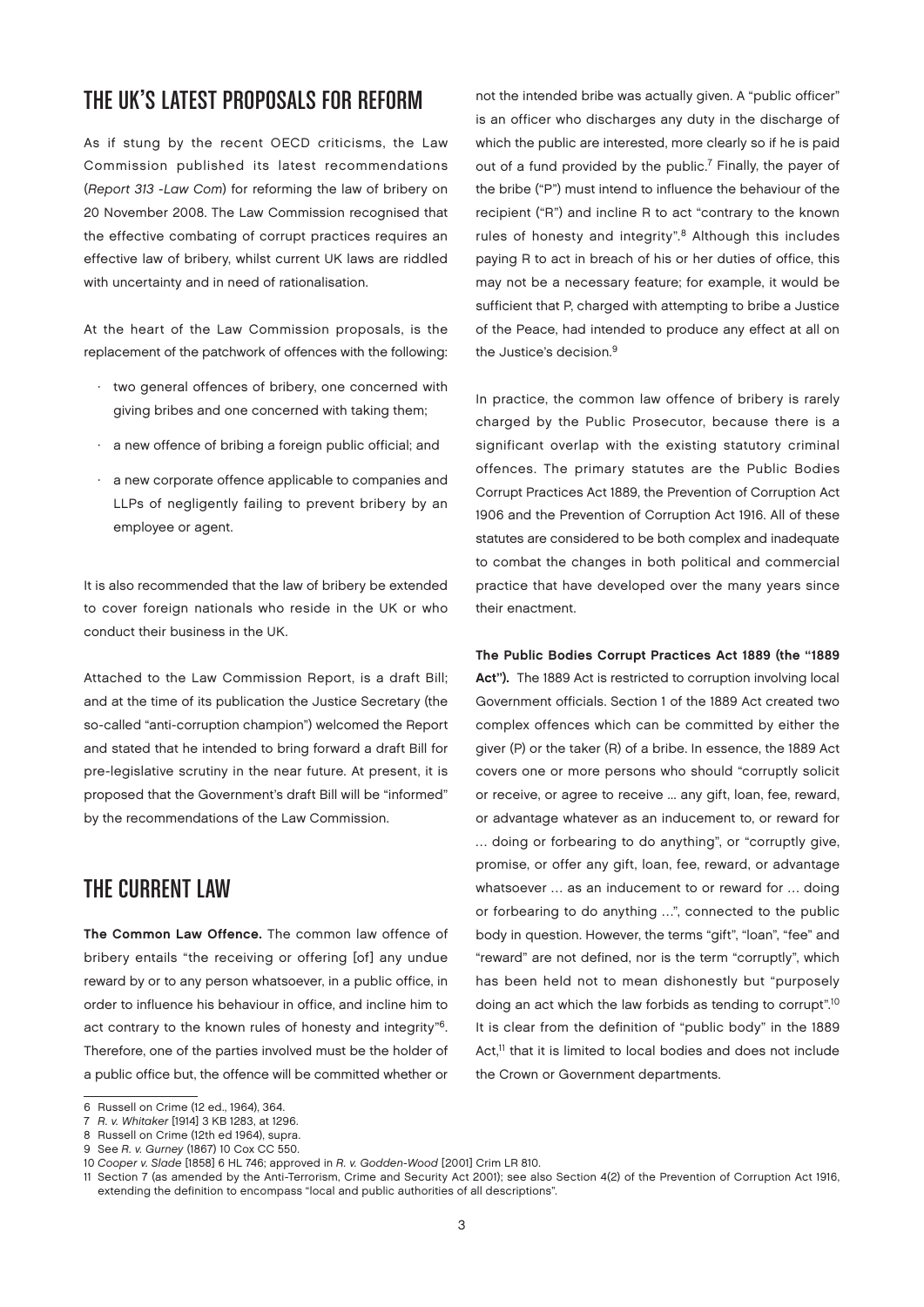## THE UK'S LATEST PROPOSALS FOR REFORM

As if stung by the recent OECD criticisms, the Law Commission published its latest recommendations (*Report 313 -Law Com*) for reforming the law of bribery on 20 November 2008. The Law Commission recognised that the effective combating of corrupt practices requires an effective law of bribery, whilst current UK laws are riddled with uncertainty and in need of rationalisation.

At the heart of the Law Commission proposals, is the replacement of the patchwork of offences with the following:

- two general offences of bribery, one concerned with giving bribes and one concerned with taking them;
- a new offence of bribing a foreign public official; and
- a new corporate offence applicable to companies and LLPs of negligently failing to prevent bribery by an employee or agent.

It is also recommended that the law of bribery be extended to cover foreign nationals who reside in the UK or who conduct their business in the UK.

Attached to the Law Commission Report, is a draft Bill; and at the time of its publication the Justice Secretary (the so-called "anti-corruption champion") welcomed the Report and stated that he intended to bring forward a draft Bill for pre-legislative scrutiny in the near future. At present, it is proposed that the Government's draft Bill will be "informed" by the recommendations of the Law Commission.

## THE CURRENT LAW

**The Common Law Offence.** The common law offence of bribery entails "the receiving or offering [of] any undue reward by or to any person whatsoever, in a public office, in order to influence his behaviour in office, and incline him to act contrary to the known rules of honesty and integrity"[6]. Therefore, one of the parties involved must be the holder of a public office but, the offence will be committed whether or not the intended bribe was actually given. A "public officer" is an officer who discharges any duty in the discharge of which the public are interested, more clearly so if he is paid out of a fund provided by the public.[7] Finally, the payer of the bribe ("P") must intend to influence the behaviour of the recipient ("R") and incline R to act "contrary to the known rules of honesty and integrity".[8] Although this includes paying R to act in breach of his or her duties of office, this may not be a necessary feature; for example, it would be sufficient that P, charged with attempting to bribe a Justice of the Peace, had intended to produce any effect at all on the Justice's decision.[9]

In practice, the common law offence of bribery is rarely charged by the Public Prosecutor, because there is a significant overlap with the existing statutory criminal offences. The primary statutes are the Public Bodies Corrupt Practices Act 1889, the Prevention of Corruption Act 1906 and the Prevention of Corruption Act 1916. All of these statutes are considered to be both complex and inadequate to combat the changes in both political and commercial practice that have developed over the many years since their enactment.

**The Public Bodies Corrupt Practices Act 1889 (the "1889 Act").** The 1889 Act is restricted to corruption involving local Government officials. Section 1 of the 1889 Act created two complex offences which can be committed by either the giver (P) or the taker (R) of a bribe. In essence, the 1889 Act covers one or more persons who should "corruptly solicit or receive, or agree to receive ... any gift, loan, fee, reward, or advantage whatever as an inducement to, or reward for … doing or forbearing to do anything", or "corruptly give, promise, or offer any gift, loan, fee, reward, or advantage whatsoever … as an inducement to or reward for … doing or forbearing to do anything …", connected to the public body in question. However, the terms "gift", "loan", "fee" and "reward" are not defined, nor is the term "corruptly", which has been held not to mean dishonestly but "purposely doing an act which the law forbids as tending to corrupt".[10] It is clear from the definition of "public body" in the 1889 Act,[11] that it is limited to local bodies and does not include the Crown or Government departments.

---

6 Russell on Crime (12 ed., 1964), 364.

7 *R. v. Whitaker* [1914] 3 KB 1283, at 1296.

8 Russell on Crime (12th ed 1964), supra.

9 See *R. v. Gurney* (1867) 10 Cox CC 550.

10 *Cooper v. Slade* [1858] 6 HL 746; approved in *R. v. Godden-Wood* [2001] Crim LR 810.

11 Section 7 (as amended by the Anti-Terrorism, Crime and Security Act 2001); see also Section 4(2) of the Prevention of Corruption Act 1916, extending the definition to encompass "local and public authorities of all descriptions".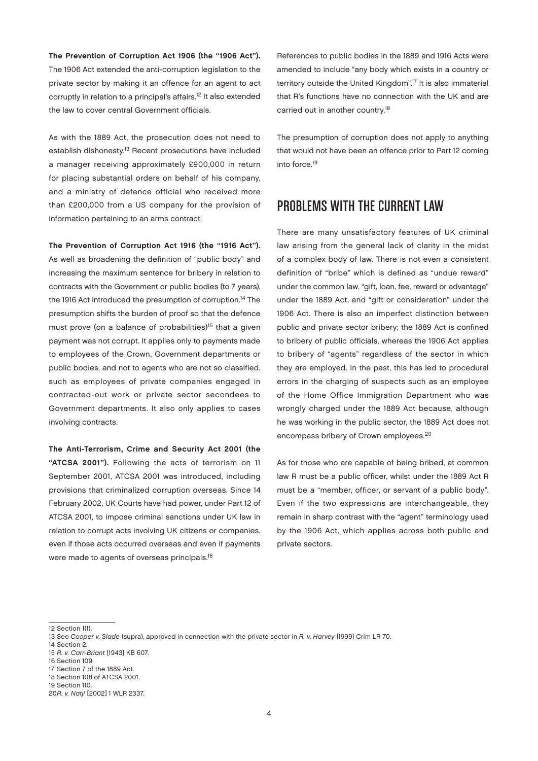**The Prevention of Corruption Act 1906 (the "1906 Act").** The 1906 Act extended the anti-corruption legislation to the private sector by making it an offence for an agent to act corruptly in relation to a principal's affairs.[12] It also extended the law to cover central Government officials.

As with the 1889 Act, the prosecution does not need to establish dishonesty.[13] Recent prosecutions have included a manager receiving approximately £900,000 in return for placing substantial orders on behalf of his company, and a ministry of defence official who received more than £200,000 from a US company for the provision of information pertaining to an arms contract.

**The Prevention of Corruption Act 1916 (the "1916 Act").** As well as broadening the definition of "public body" and increasing the maximum sentence for bribery in relation to contracts with the Government or public bodies (to 7 years), the 1916 Act introduced the presumption of corruption.[14] The presumption shifts the burden of proof so that the defence must prove (on a balance of probabilities)[15] that a given payment was not corrupt. It applies only to payments made to employees of the Crown, Government departments or public bodies, and not to agents who are not so classified, such as employees of private companies engaged in contracted-out work or private sector secondees to Government departments. It also only applies to cases involving contracts.

**The Anti-Terrorism, Crime and Security Act 2001 (the "ATCSA 2001").** Following the acts of terrorism on 11 September 2001, ATCSA 2001 was introduced, including provisions that criminalized corruption overseas. Since 14 February 2002, UK Courts have had power, under Part 12 of ATCSA 2001, to impose criminal sanctions under UK law in relation to corrupt acts involving UK citizens or companies, even if those acts occurred overseas and even if payments were made to agents of overseas principals.[16]

References to public bodies in the 1889 and 1916 Acts were amended to include "any body which exists in a country or territory outside the United Kingdom".[17] It is also immaterial that R's functions have no connection with the UK and are carried out in another country.[18]

The presumption of corruption does not apply to anything that would not have been an offence prior to Part 12 coming into force.[19]

## PROBLEMS WITH THE CURRENT LAW

There are many unsatisfactory features of UK criminal law arising from the general lack of clarity in the midst of a complex body of law. There is not even a consistent definition of "bribe" which is defined as "undue reward" under the common law, "gift, loan, fee, reward or advantage" under the 1889 Act, and "gift or consideration" under the 1906 Act. There is also an imperfect distinction between public and private sector bribery; the 1889 Act is confined to bribery of public officials, whereas the 1906 Act applies to bribery of "agents" regardless of the sector in which they are employed. In the past, this has led to procedural errors in the charging of suspects such as an employee of the Home Office Immigration Department who was wrongly charged under the 1889 Act because, although he was working in the public sector, the 1889 Act does not encompass bribery of Crown employees.[20]

As for those who are capable of being bribed, at common law R must be a public officer, whilst under the 1889 Act R must be a "member, officer, or servant of a public body". Even if the two expressions are interchangeable, they remain in sharp contrast with the "agent" terminology used by the 1906 Act, which applies across both public and private sectors.

---

12 Section 1(1).
13 See *Cooper v. Slade* (supra), approved in connection with the private sector in *R. v. Harvey* [1999] Crim LR 70.
14 Section 2.
15 *R. v. Carr-Briant* [1943] KB 607.
16 Section 109.
17 Section 7 of the 1889 Act.
18 Section 108 of ATCSA 2001.
19 Section 110.
20 *R. v. Natji* [2002] 1 WLR 2337.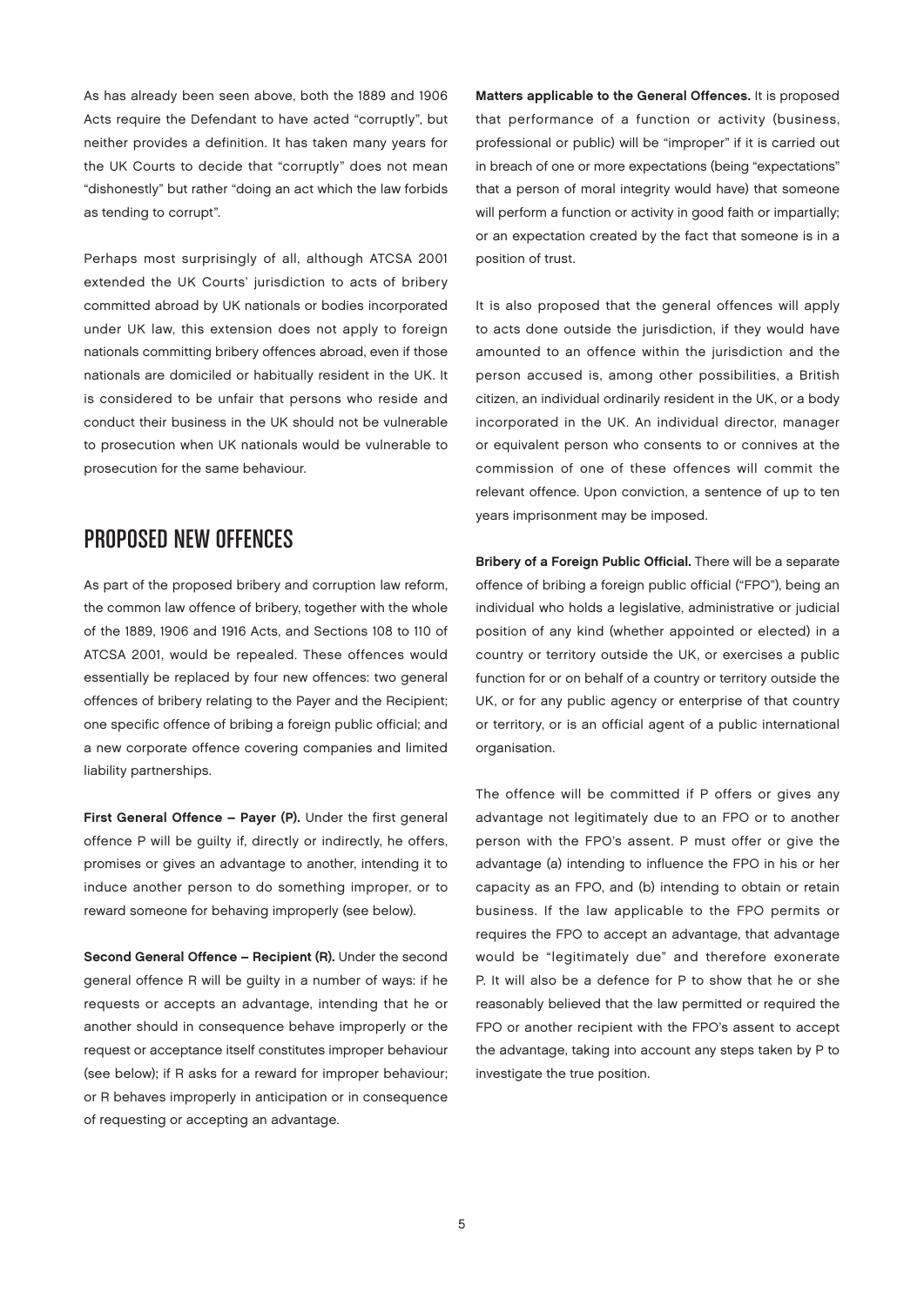As has already been seen above, both the 1889 and 1906 Acts require the Defendant to have acted "corruptly", but neither provides a definition. It has taken many years for the UK Courts to decide that "corruptly" does not mean "dishonestly" but rather "doing an act which the law forbids as tending to corrupt".

Perhaps most surprisingly of all, although ATCSA 2001 extended the UK Courts' jurisdiction to acts of bribery committed abroad by UK nationals or bodies incorporated under UK law, this extension does not apply to foreign nationals committing bribery offences abroad, even if those nationals are domiciled or habitually resident in the UK. It is considered to be unfair that persons who reside and conduct their business in the UK should not be vulnerable to prosecution when UK nationals would be vulnerable to prosecution for the same behaviour.

## PROPOSED NEW OFFENCES

As part of the proposed bribery and corruption law reform, the common law offence of bribery, together with the whole of the 1889, 1906 and 1916 Acts, and Sections 108 to 110 of ATCSA 2001, would be repealed. These offences would essentially be replaced by four new offences: two general offences of bribery relating to the Payer and the Recipient; one specific offence of bribing a foreign public official; and a new corporate offence covering companies and limited liability partnerships.

**First General Offence – Payer (P).** Under the first general offence P will be guilty if, directly or indirectly, he offers, promises or gives an advantage to another, intending it to induce another person to do something improper, or to reward someone for behaving improperly (see below).

**Second General Offence – Recipient (R).** Under the second general offence R will be guilty in a number of ways: if he requests or accepts an advantage, intending that he or another should in consequence behave improperly or the request or acceptance itself constitutes improper behaviour (see below); if R asks for a reward for improper behaviour; or R behaves improperly in anticipation or in consequence of requesting or accepting an advantage.

**Matters applicable to the General Offences.** It is proposed that performance of a function or activity (business, professional or public) will be "improper" if it is carried out in breach of one or more expectations (being "expectations" that a person of moral integrity would have) that someone will perform a function or activity in good faith or impartially; or an expectation created by the fact that someone is in a position of trust.

It is also proposed that the general offences will apply to acts done outside the jurisdiction, if they would have amounted to an offence within the jurisdiction and the person accused is, among other possibilities, a British citizen, an individual ordinarily resident in the UK, or a body incorporated in the UK. An individual director, manager or equivalent person who consents to or connives at the commission of one of these offences will commit the relevant offence. Upon conviction, a sentence of up to ten years imprisonment may be imposed.

**Bribery of a Foreign Public Official.** There will be a separate offence of bribing a foreign public official ("FPO"), being an individual who holds a legislative, administrative or judicial position of any kind (whether appointed or elected) in a country or territory outside the UK, or exercises a public function for or on behalf of a country or territory outside the UK, or for any public agency or enterprise of that country or territory, or is an official agent of a public international organisation.

The offence will be committed if P offers or gives any advantage not legitimately due to an FPO or to another person with the FPO's assent. P must offer or give the advantage (a) intending to influence the FPO in his or her capacity as an FPO, and (b) intending to obtain or retain business. If the law applicable to the FPO permits or requires the FPO to accept an advantage, that advantage would be "legitimately due" and therefore exonerate P. It will also be a defence for P to show that he or she reasonably believed that the law permitted or required the FPO or another recipient with the FPO's assent to accept the advantage, taking into account any steps taken by P to investigate the true position.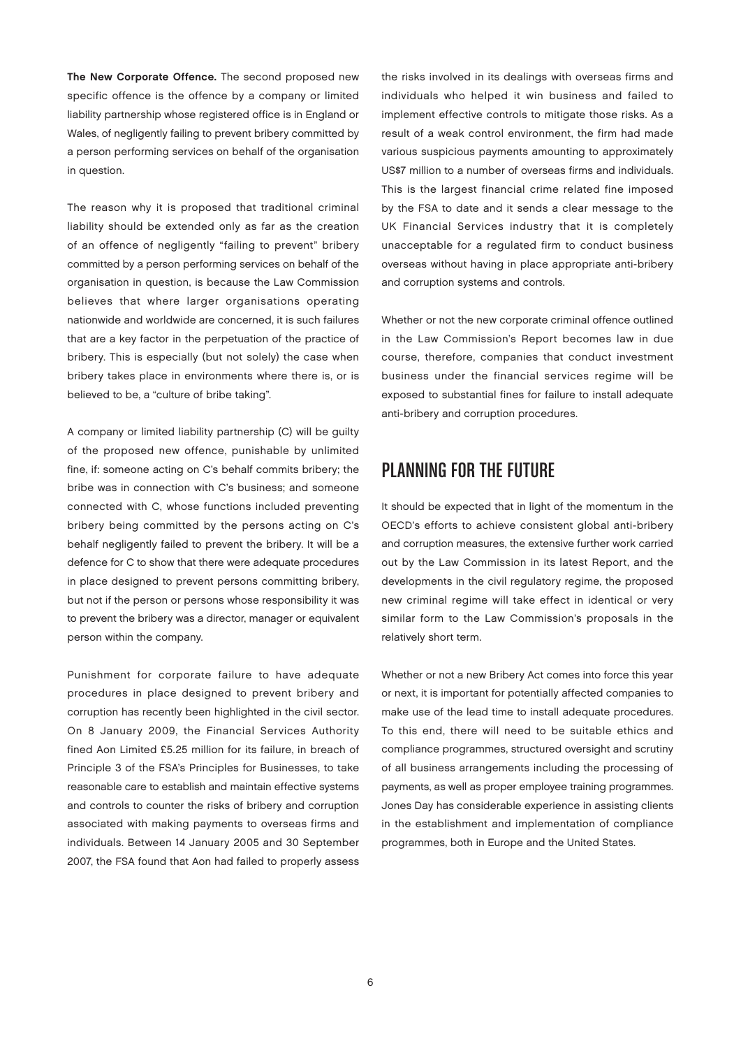**The New Corporate Offence.** The second proposed new specific offence is the offence by a company or limited liability partnership whose registered office is in England or Wales, of negligently failing to prevent bribery committed by a person performing services on behalf of the organisation in question.

The reason why it is proposed that traditional criminal liability should be extended only as far as the creation of an offence of negligently "failing to prevent" bribery committed by a person performing services on behalf of the organisation in question, is because the Law Commission believes that where larger organisations operating nationwide and worldwide are concerned, it is such failures that are a key factor in the perpetuation of the practice of bribery. This is especially (but not solely) the case when bribery takes place in environments where there is, or is believed to be, a "culture of bribe taking".

A company or limited liability partnership (C) will be guilty of the proposed new offence, punishable by unlimited fine, if: someone acting on C's behalf commits bribery; the bribe was in connection with C's business; and someone connected with C, whose functions included preventing bribery being committed by the persons acting on C's behalf negligently failed to prevent the bribery. It will be a defence for C to show that there were adequate procedures in place designed to prevent persons committing bribery, but not if the person or persons whose responsibility it was to prevent the bribery was a director, manager or equivalent person within the company.

Punishment for corporate failure to have adequate procedures in place designed to prevent bribery and corruption has recently been highlighted in the civil sector. On 8 January 2009, the Financial Services Authority fined Aon Limited £5.25 million for its failure, in breach of Principle 3 of the FSA's Principles for Businesses, to take reasonable care to establish and maintain effective systems and controls to counter the risks of bribery and corruption associated with making payments to overseas firms and individuals. Between 14 January 2005 and 30 September 2007, the FSA found that Aon had failed to properly assess the risks involved in its dealings with overseas firms and individuals who helped it win business and failed to implement effective controls to mitigate those risks. As a result of a weak control environment, the firm had made various suspicious payments amounting to approximately US$7 million to a number of overseas firms and individuals. This is the largest financial crime related fine imposed by the FSA to date and it sends a clear message to the UK Financial Services industry that it is completely unacceptable for a regulated firm to conduct business overseas without having in place appropriate anti-bribery and corruption systems and controls.

Whether or not the new corporate criminal offence outlined in the Law Commission's Report becomes law in due course, therefore, companies that conduct investment business under the financial services regime will be exposed to substantial fines for failure to install adequate anti-bribery and corruption procedures.

## PLANNING FOR THE FUTURE

It should be expected that in light of the momentum in the OECD's efforts to achieve consistent global anti-bribery and corruption measures, the extensive further work carried out by the Law Commission in its latest Report, and the developments in the civil regulatory regime, the proposed new criminal regime will take effect in identical or very similar form to the Law Commission's proposals in the relatively short term.

Whether or not a new Bribery Act comes into force this year or next, it is important for potentially affected companies to make use of the lead time to install adequate procedures. To this end, there will need to be suitable ethics and compliance programmes, structured oversight and scrutiny of all business arrangements including the processing of payments, as well as proper employee training programmes. Jones Day has considerable experience in assisting clients in the establishment and implementation of compliance programmes, both in Europe and the United States.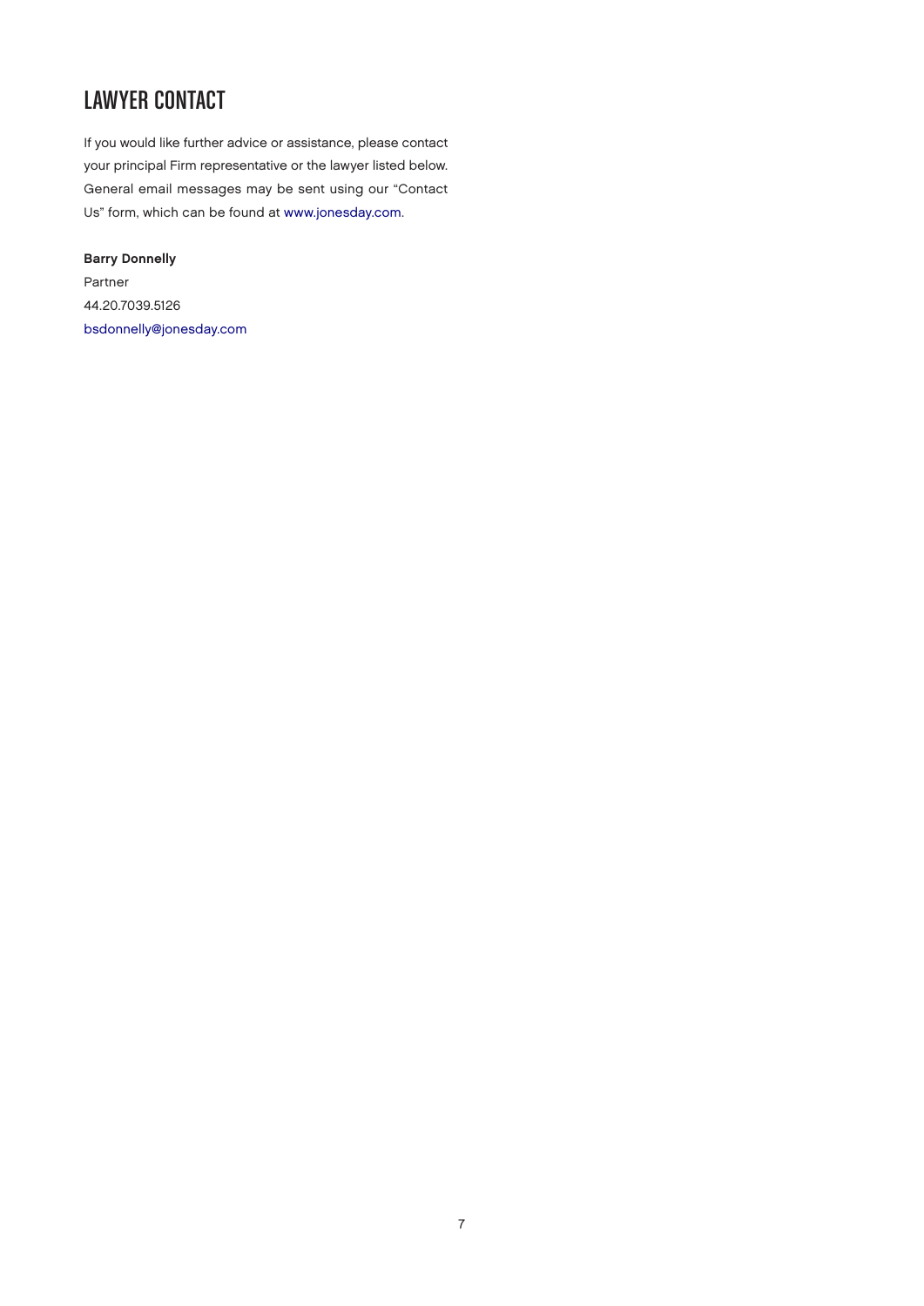## LAWYER CONTACT

If you would like further advice or assistance, please contact your principal Firm representative or the lawyer listed below. General email messages may be sent using our "Contact Us" form, which can be found at www.jonesday.com.

**Barry Donnelly**
Partner
44.20.7039.5126
bsdonnelly@jonesday.com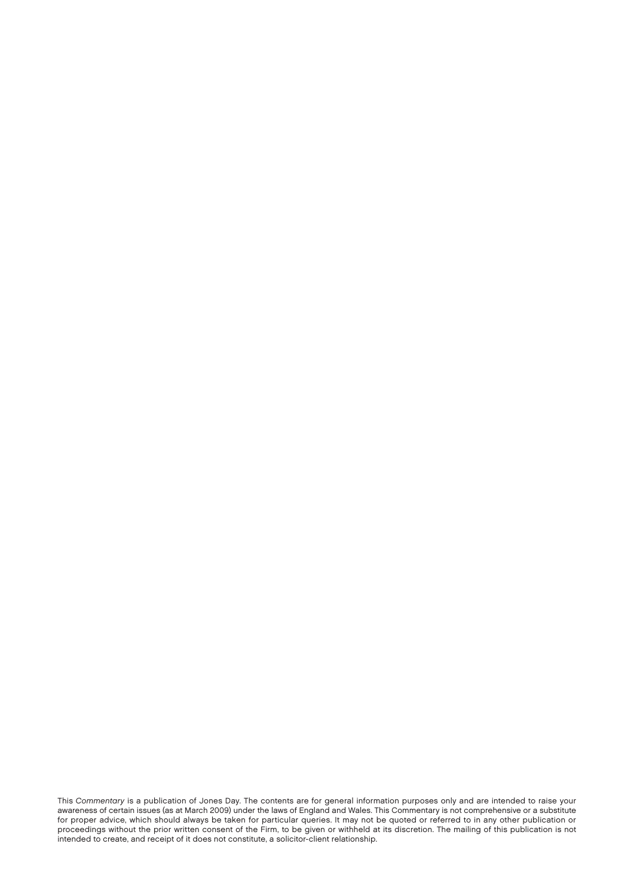This *Commentary* is a publication of Jones Day. The contents are for general information purposes only and are intended to raise your awareness of certain issues (as at March 2009) under the laws of England and Wales. This Commentary is not comprehensive or a substitute for proper advice, which should always be taken for particular queries. It may not be quoted or referred to in any other publication or proceedings without the prior written consent of the Firm, to be given or withheld at its discretion. The mailing of this publication is not intended to create, and receipt of it does not constitute, a solicitor-client relationship.